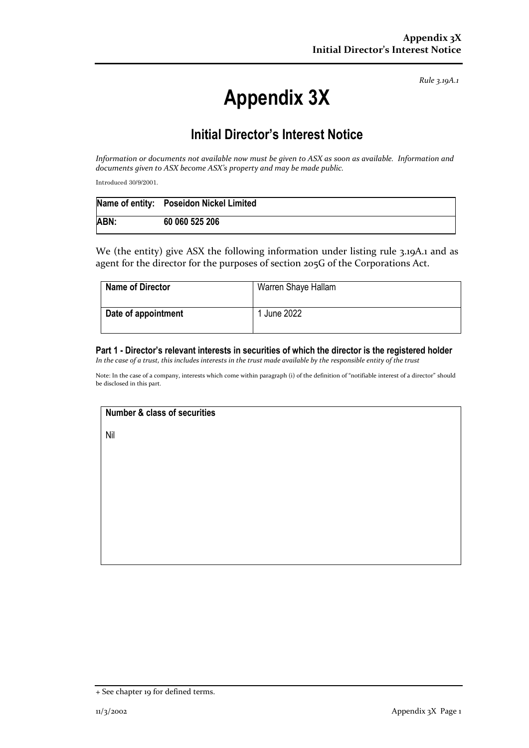*Rule 3.19A.1*

# Appendix 3X

## Initial Director's Interest Notice

*Information or documents not available now must be given to ASX as soon as available. Information and documents given to ASX become ASX's property and may be made public.*

Introduced 30/9/2001.

| Name of entity: | Poseidon Nickel Limited |
|---|---|
| ABN: | 60 060 525 206 |

We (the entity) give ASX the following information under listing rule 3.19A.1 and as agent for the director for the purposes of section 205G of the Corporations Act.

| Name of Director | Warren Shaye Hallam |
|---|---|
| Date of appointment | 1 June 2022 |

### Part 1 - Director's relevant interests in securities of which the director is the registered holder

*In the case of a trust, this includes interests in the trust made available by the responsible entity of the trust*

Note: In the case of a company, interests which come within paragraph (i) of the definition of "notifiable interest of a director" should be disclosed in this part.

| Number & class of securities |
|---|
| Nil |

+ See chapter 19 for defined terms.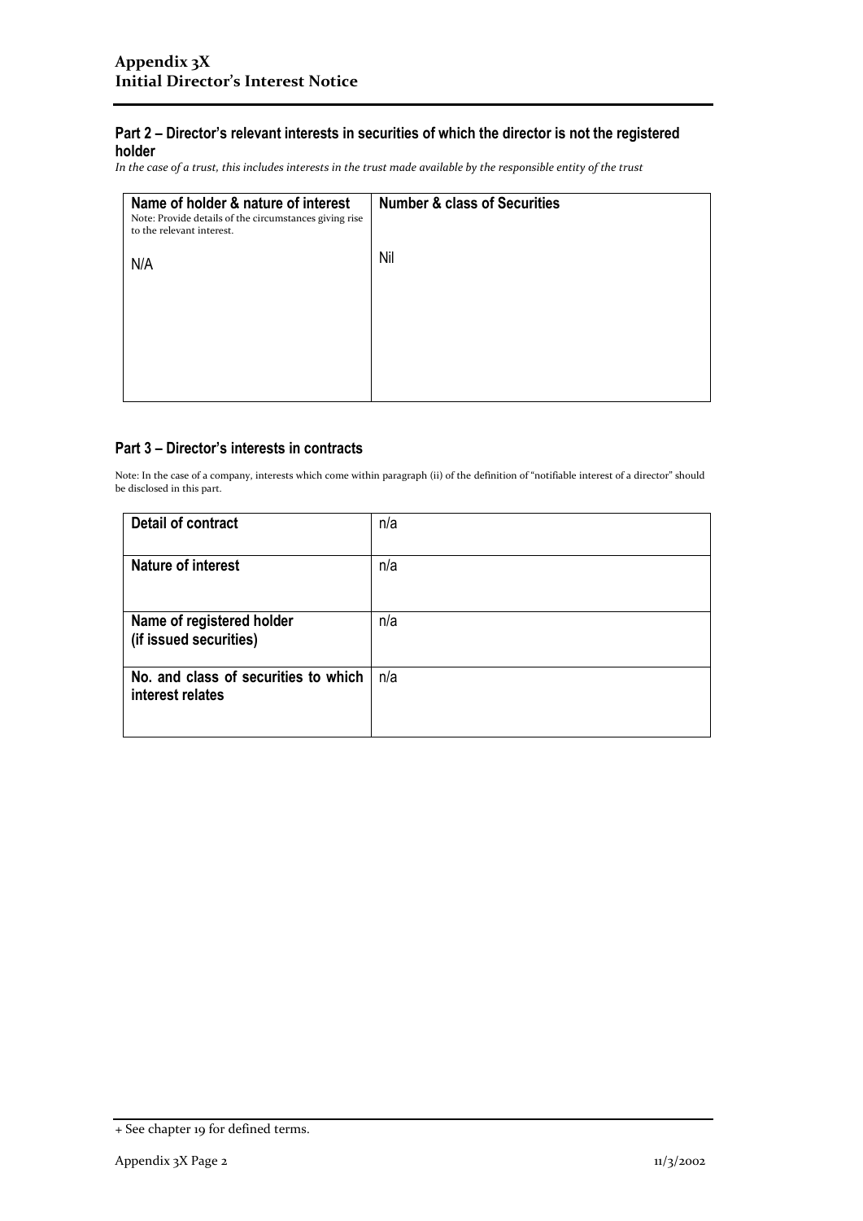## Part 2 – Director's relevant interests in securities of which the director is not the registered holder

*In the case of a trust, this includes interests in the trust made available by the responsible entity of the trust*

| Name of holder & nature of interest<br>Note: Provide details of the circumstances giving rise to the relevant interest. | Number & class of Securities |
|---|---|
| N/A | Nil |

## Part 3 – Director's interests in contracts

Note: In the case of a company, interests which come within paragraph (ii) of the definition of "notifiable interest of a director" should be disclosed in this part.

| | |
|---|---|
| **Detail of contract** | n/a |
| **Nature of interest** | n/a |
| **Name of registered holder (if issued securities)** | n/a |
| **No. and class of securities to which interest relates** | n/a |

+ See chapter 19 for defined terms.